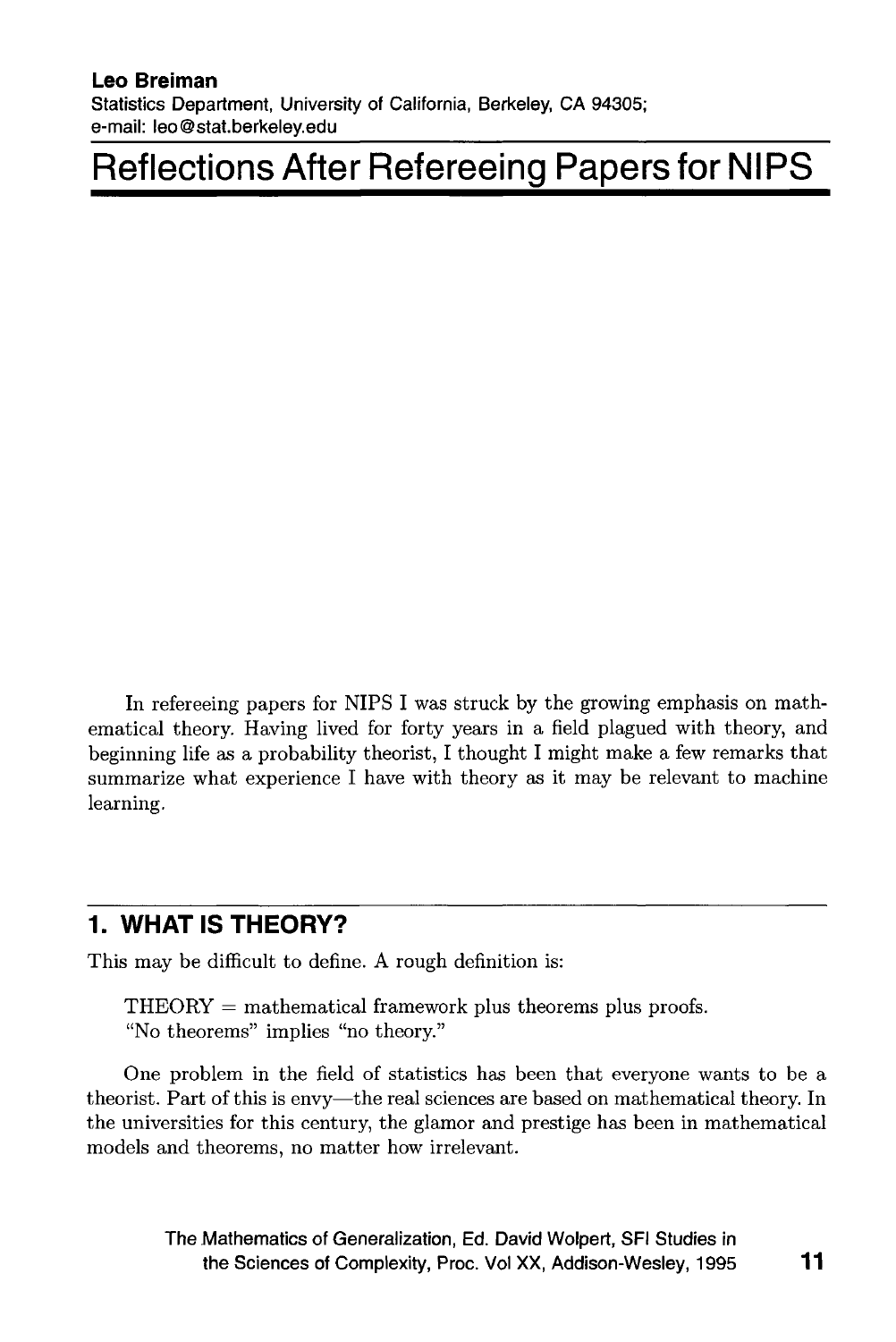**Leo Breiman**
Statistics Department, University of California, Berkeley, CA 94305;
e-mail: leo@stat.berkeley.edu

# Reflections After Refereeing Papers for NIPS

In refereeing papers for NIPS I was struck by the growing emphasis on mathematical theory. Having lived for forty years in a field plagued with theory, and beginning life as a probability theorist, I thought I might make a few remarks that summarize what experience I have with theory as it may be relevant to machine learning.

## 1. WHAT IS THEORY?

This may be difficult to define. A rough definition is:

> THEORY = mathematical framework plus theorems plus proofs.
> "No theorems" implies "no theory."

One problem in the field of statistics has been that everyone wants to be a theorist. Part of this is envy—the real sciences are based on mathematical theory. In the universities for this century, the glamor and prestige has been in mathematical models and theorems, no matter how irrelevant.

The Mathematics of Generalization, Ed. David Wolpert, SFI Studies in the Sciences of Complexity, Proc. Vol XX, Addison-Wesley, 1995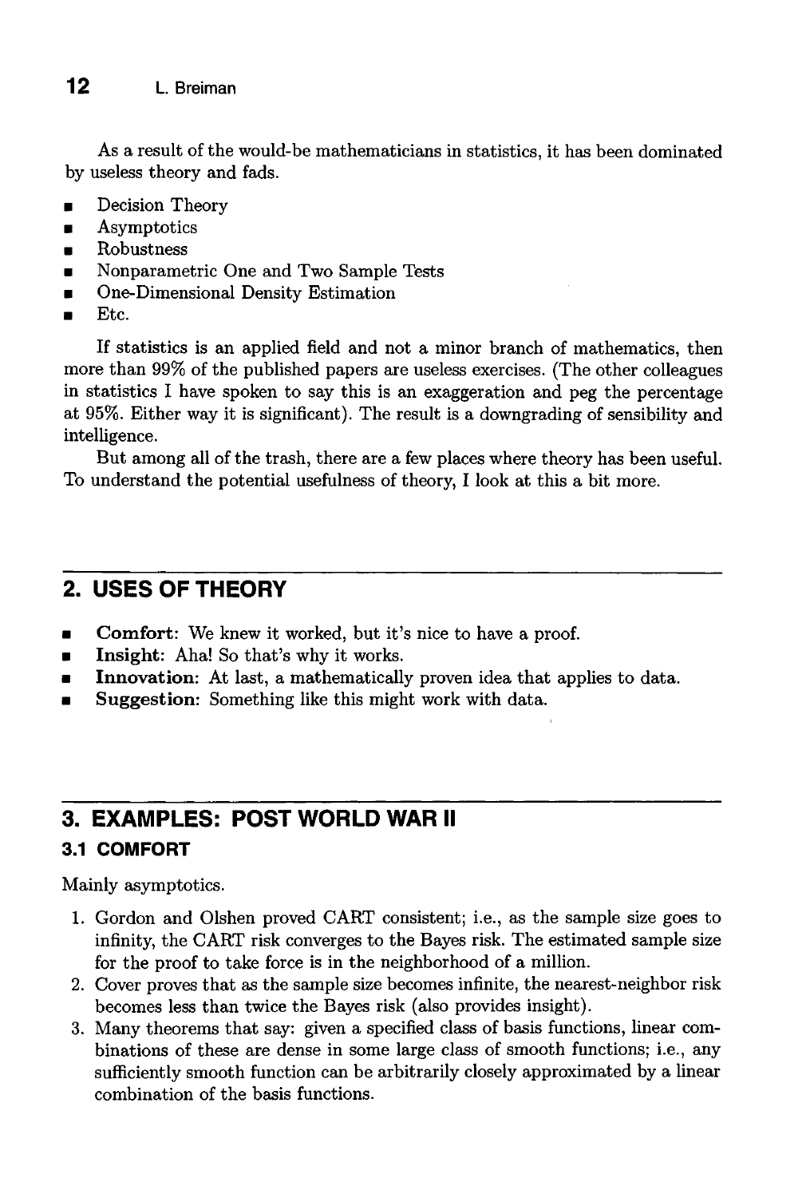As a result of the would-be mathematicians in statistics, it has been dominated by useless theory and fads.

- Decision Theory
- Asymptotics
- Robustness
- Nonparametric One and Two Sample Tests
- One-Dimensional Density Estimation
- Etc.

If statistics is an applied field and not a minor branch of mathematics, then more than 99% of the published papers are useless exercises. (The other colleagues in statistics I have spoken to say this is an exaggeration and peg the percentage at 95%. Either way it is significant). The result is a downgrading of sensibility and intelligence.

But among all of the trash, there are a few places where theory has been useful. To understand the potential usefulness of theory, I look at this a bit more.

## 2. USES OF THEORY

- **Comfort**: We knew it worked, but it's nice to have a proof.
- **Insight**: Aha! So that's why it works.
- **Innovation**: At last, a mathematically proven idea that applies to data.
- **Suggestion**: Something like this might work with data.

## 3. EXAMPLES: POST WORLD WAR II

### 3.1 COMFORT

Mainly asymptotics.

1. Gordon and Olshen proved CART consistent; i.e., as the sample size goes to infinity, the CART risk converges to the Bayes risk. The estimated sample size for the proof to take force is in the neighborhood of a million.
2. Cover proves that as the sample size becomes infinite, the nearest-neighbor risk becomes less than twice the Bayes risk (also provides insight).
3. Many theorems that say: given a specified class of basis functions, linear combinations of these are dense in some large class of smooth functions; i.e., any sufficiently smooth function can be arbitrarily closely approximated by a linear combination of the basis functions.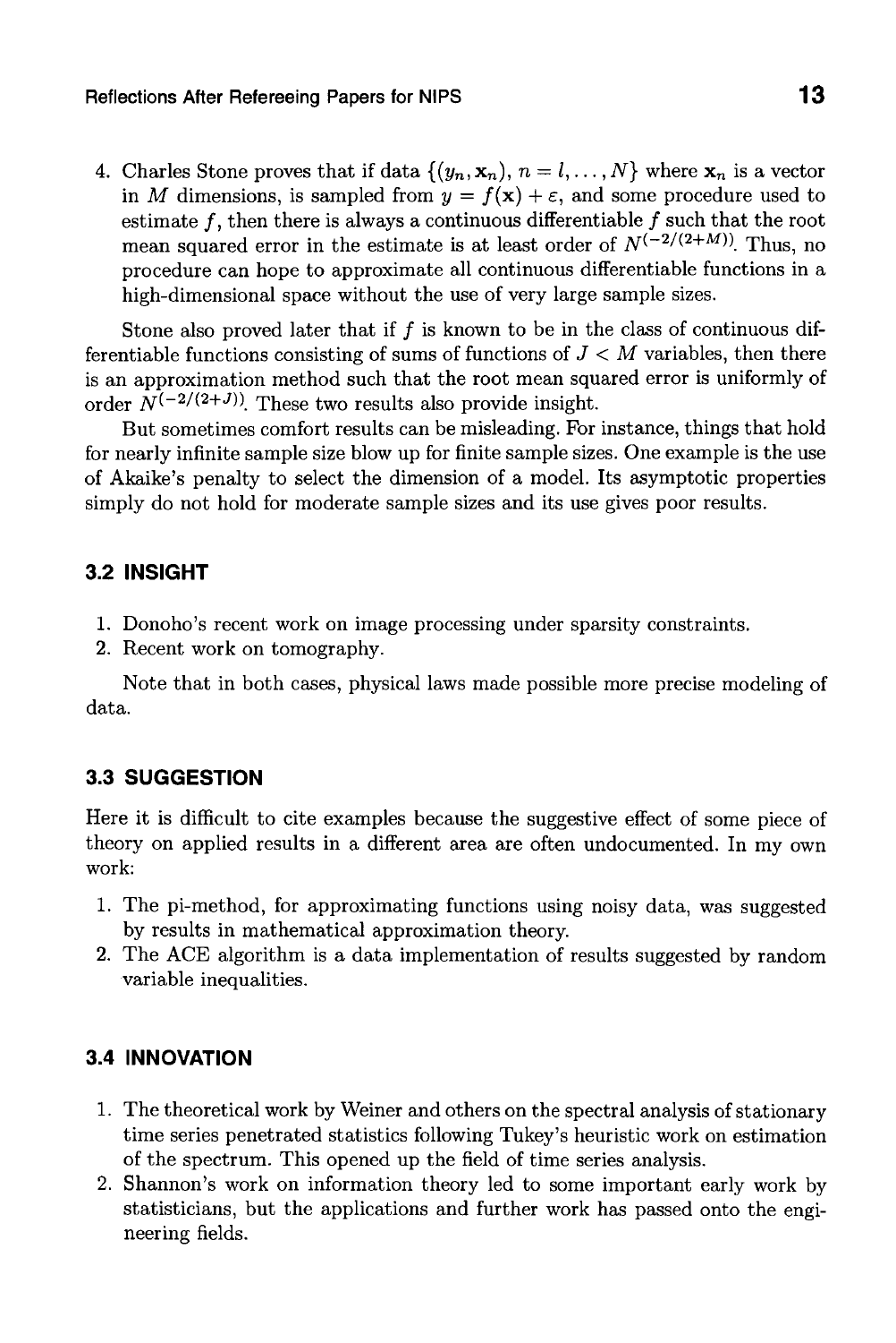4. Charles Stone proves that if data $\{(y_n, \mathbf{x}_n),\ n = l, \ldots, N\}$ where $\mathbf{x}_n$ is a vector in $M$ dimensions, is sampled from $y = f(\mathbf{x}) + \varepsilon$, and some procedure used to estimate $f$, then there is always a continuous differentiable $f$ such that the root mean squared error in the estimate is at least order of $N^{(-2/(2+M))}$. Thus, no procedure can hope to approximate all continuous differentiable functions in a high-dimensional space without the use of very large sample sizes.

Stone also proved later that if $f$ is known to be in the class of continuous differentiable functions consisting of sums of functions of $J < M$ variables, then there is an approximation method such that the root mean squared error is uniformly of order $N^{(-2/(2+J))}$. These two results also provide insight.

But sometimes comfort results can be misleading. For instance, things that hold for nearly infinite sample size blow up for finite sample sizes. One example is the use of Akaike's penalty to select the dimension of a model. Its asymptotic properties simply do not hold for moderate sample sizes and its use gives poor results.

### 3.2 INSIGHT

1. Donoho's recent work on image processing under sparsity constraints.
2. Recent work on tomography.

Note that in both cases, physical laws made possible more precise modeling of data.

### 3.3 SUGGESTION

Here it is difficult to cite examples because the suggestive effect of some piece of theory on applied results in a different area are often undocumented. In my own work:

1. The pi-method, for approximating functions using noisy data, was suggested by results in mathematical approximation theory.
2. The ACE algorithm is a data implementation of results suggested by random variable inequalities.

### 3.4 INNOVATION

1. The theoretical work by Weiner and others on the spectral analysis of stationary time series penetrated statistics following Tukey's heuristic work on estimation of the spectrum. This opened up the field of time series analysis.
2. Shannon's work on information theory led to some important early work by statisticians, but the applications and further work has passed onto the engineering fields.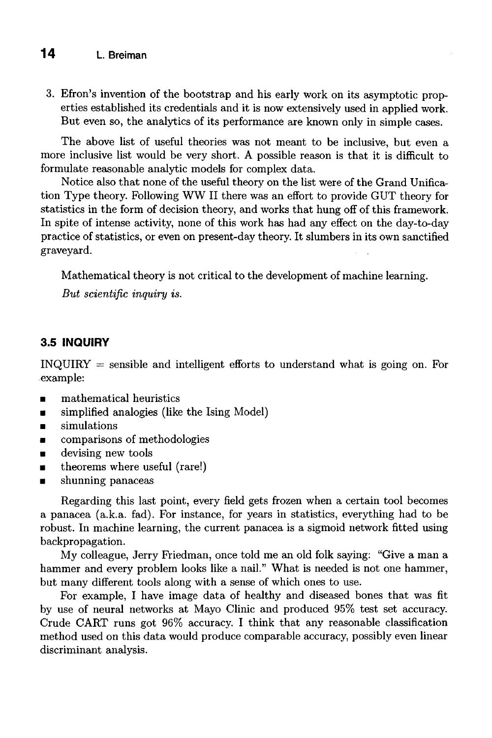3. Efron's invention of the bootstrap and his early work on its asymptotic properties established its credentials and it is now extensively used in applied work. But even so, the analytics of its performance are known only in simple cases.

The above list of useful theories was not meant to be inclusive, but even a more inclusive list would be very short. A possible reason is that it is difficult to formulate reasonable analytic models for complex data.

Notice also that none of the useful theory on the list were of the Grand Unification Type theory. Following WW II there was an effort to provide GUT theory for statistics in the form of decision theory, and works that hung off of this framework. In spite of intense activity, none of this work has had any effect on the day-to-day practice of statistics, or even on present-day theory. It slumbers in its own sanctified graveyard.

Mathematical theory is not critical to the development of machine learning.

*But scientific inquiry is.*

### 3.5 INQUIRY

INQUIRY = sensible and intelligent efforts to understand what is going on. For example:

- mathematical heuristics
- simplified analogies (like the Ising Model)
- simulations
- comparisons of methodologies
- devising new tools
- theorems where useful (rare!)
- shunning panaceas

Regarding this last point, every field gets frozen when a certain tool becomes a panacea (a.k.a. fad). For instance, for years in statistics, everything had to be robust. In machine learning, the current panacea is a sigmoid network fitted using backpropagation.

My colleague, Jerry Friedman, once told me an old folk saying: "Give a man a hammer and every problem looks like a nail." What is needed is not one hammer, but many different tools along with a sense of which ones to use.

For example, I have image data of healthy and diseased bones that was fit by use of neural networks at Mayo Clinic and produced 95% test set accuracy. Crude CART runs got 96% accuracy. I think that any reasonable classification method used on this data would produce comparable accuracy, possibly even linear discriminant analysis.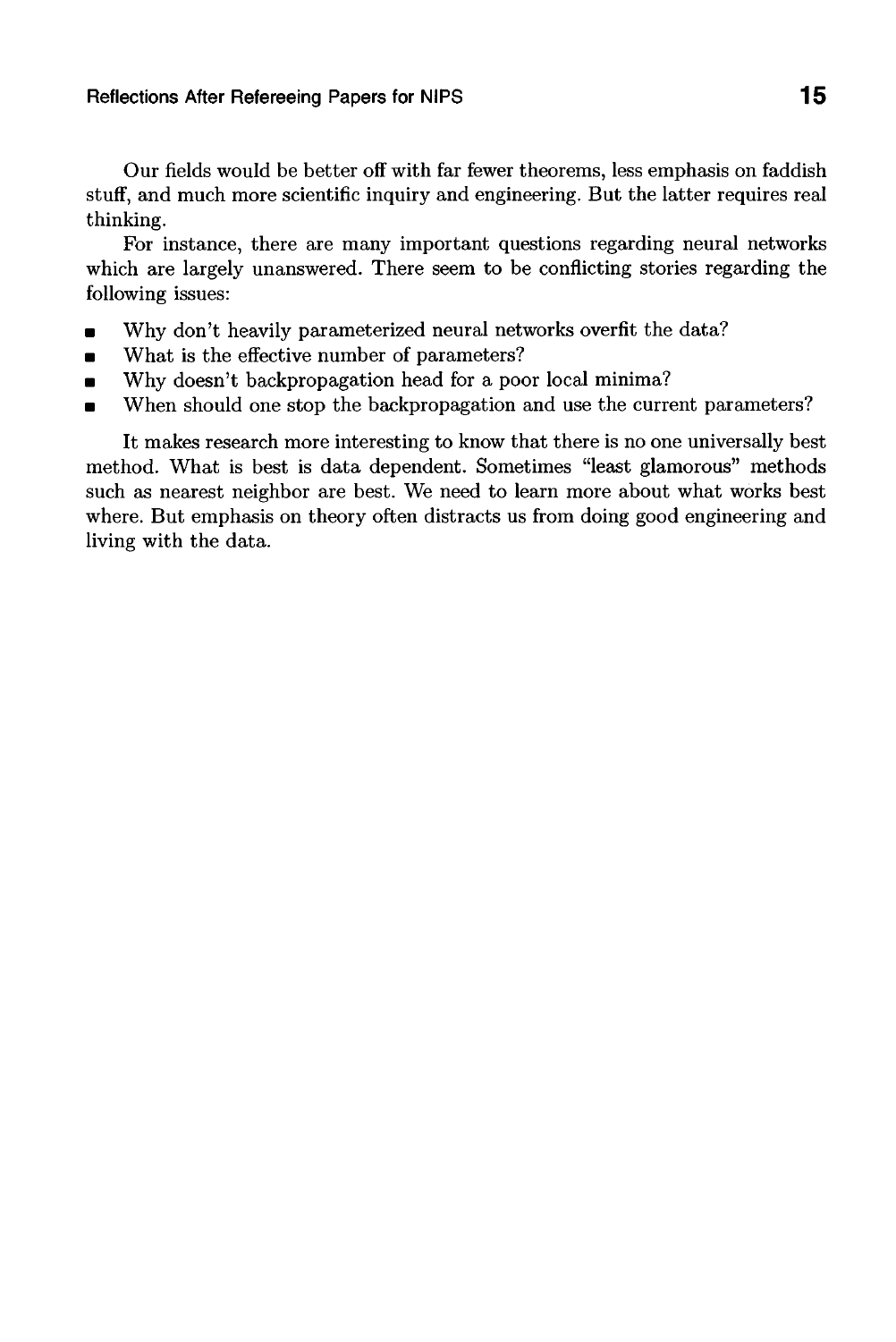Our fields would be better off with far fewer theorems, less emphasis on faddish stuff, and much more scientific inquiry and engineering. But the latter requires real thinking.

For instance, there are many important questions regarding neural networks which are largely unanswered. There seem to be conflicting stories regarding the following issues:

- Why don't heavily parameterized neural networks overfit the data?
- What is the effective number of parameters?
- Why doesn't backpropagation head for a poor local minima?
- When should one stop the backpropagation and use the current parameters?

It makes research more interesting to know that there is no one universally best method. What is best is data dependent. Sometimes "least glamorous" methods such as nearest neighbor are best. We need to learn more about what works best where. But emphasis on theory often distracts us from doing good engineering and living with the data.